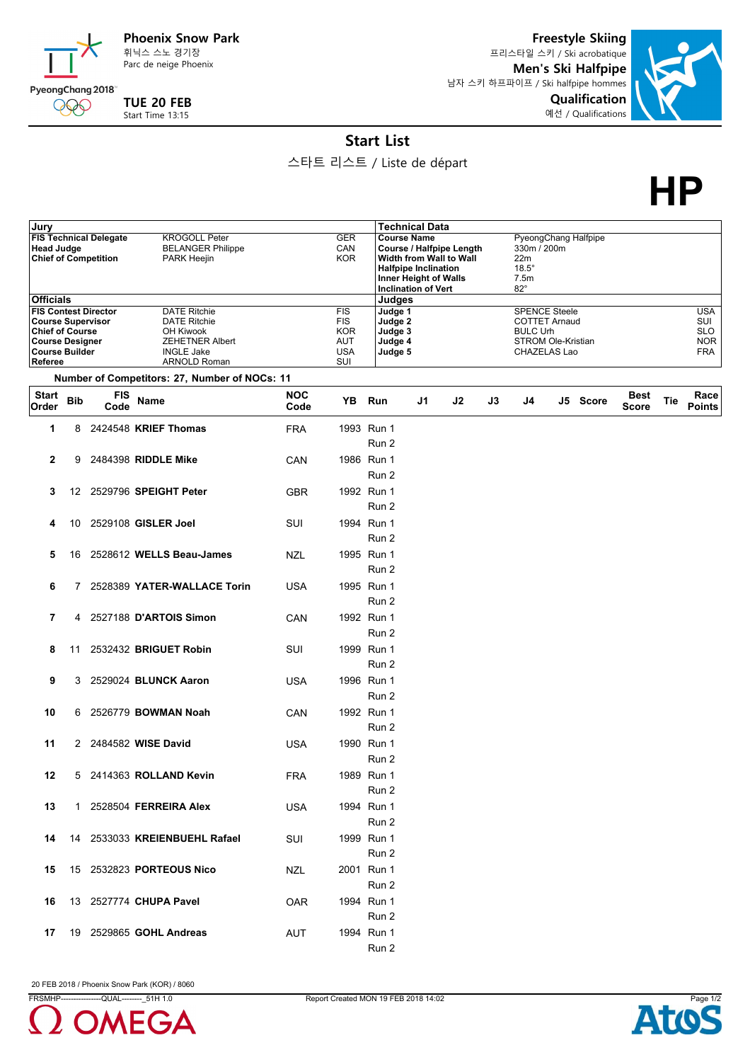Phoenix Snow Park
휘닉스 스노 경기장
Parc de neige Phoenix

**TUE 20 FEB**
Start Time 13:15

**Freestyle Skiing**
프리스타일 스키 / Ski acrobatique
**Men's Ski Halfpipe**
남자 스키 하프파이프 / Ski halfpipe hommes
**Qualification**
예선 / Qualifications

# Start List
스타트 리스트 / Liste de départ

**HP**

| Jury | | |
|---|---|---|
| **FIS Technical Delegate** | KROGOLL Peter | GER |
| **Head Judge** | BELANGER Philippe | CAN |
| **Chief of Competition** | PARK Heejin | KOR |

| Technical Data | |
|---|---|
| **Course Name** | PyeongChang Halfpipe |
| **Course / Halfpipe Length** | 330m / 200m |
| **Width from Wall to Wall** | 22m |
| **Halfpipe Inclination** | 18.5° |
| **Inner Height of Walls** | 7.5m |
| **Inclination of Vert** | 82° |

| Officials | | |
|---|---|---|
| **FIS Contest Director** | DATE Ritchie | FIS |
| **Course Supervisor** | DATE Ritchie | FIS |
| **Chief of Course** | OH Kiwook | KOR |
| **Course Designer** | ZEHETNER Albert | AUT |
| **Course Builder** | INGLE Jake | USA |
| **Referee** | ARNOLD Roman | SUI |

| Judges | | |
|---|---|---|
| **Judge 1** | SPENCE Steele | USA |
| **Judge 2** | COTTET Arnaud | SUI |
| **Judge 3** | BULC Urh | SLO |
| **Judge 4** | STROM Ole-Kristian | NOR |
| **Judge 5** | CHAZELAS Lao | FRA |

**Number of Competitors: 27, Number of NOCs: 11**

| Start Order | Bib | FIS Code | Name | NOC Code | YB | Run | J1 | J2 | J3 | J4 | J5 | Score | Best Score | Tie | Race Points |
|---|---|---|---|---|---|---|---|---|---|---|---|---|---|---|---|
| 1 | 8 | 2424548 | **KRIEF Thomas** | FRA | 1993 | Run 1 | | | | | | | | | |
| | | | | | | Run 2 | | | | | | | | | |
| 2 | 9 | 2484398 | **RIDDLE Mike** | CAN | 1986 | Run 1 | | | | | | | | | |
| | | | | | | Run 2 | | | | | | | | | |
| 3 | 12 | 2529796 | **SPEIGHT Peter** | GBR | 1992 | Run 1 | | | | | | | | | |
| | | | | | | Run 2 | | | | | | | | | |
| 4 | 10 | 2529108 | **GISLER Joel** | SUI | 1994 | Run 1 | | | | | | | | | |
| | | | | | | Run 2 | | | | | | | | | |
| 5 | 16 | 2528612 | **WELLS Beau-James** | NZL | 1995 | Run 1 | | | | | | | | | |
| | | | | | | Run 2 | | | | | | | | | |
| 6 | 7 | 2528389 | **YATER-WALLACE Torin** | USA | 1995 | Run 1 | | | | | | | | | |
| | | | | | | Run 2 | | | | | | | | | |
| 7 | 4 | 2527188 | **D'ARTOIS Simon** | CAN | 1992 | Run 1 | | | | | | | | | |
| | | | | | | Run 2 | | | | | | | | | |
| 8 | 11 | 2532432 | **BRIGUET Robin** | SUI | 1999 | Run 1 | | | | | | | | | |
| | | | | | | Run 2 | | | | | | | | | |
| 9 | 3 | 2529024 | **BLUNCK Aaron** | USA | 1996 | Run 1 | | | | | | | | | |
| | | | | | | Run 2 | | | | | | | | | |
| 10 | 6 | 2526779 | **BOWMAN Noah** | CAN | 1992 | Run 1 | | | | | | | | | |
| | | | | | | Run 2 | | | | | | | | | |
| 11 | 2 | 2484582 | **WISE David** | USA | 1990 | Run 1 | | | | | | | | | |
| | | | | | | Run 2 | | | | | | | | | |
| 12 | 5 | 2414363 | **ROLLAND Kevin** | FRA | 1989 | Run 1 | | | | | | | | | |
| | | | | | | Run 2 | | | | | | | | | |
| 13 | 1 | 2528504 | **FERREIRA Alex** | USA | 1994 | Run 1 | | | | | | | | | |
| | | | | | | Run 2 | | | | | | | | | |
| 14 | 14 | 2533033 | **KREIENBUEHL Rafael** | SUI | 1999 | Run 1 | | | | | | | | | |
| | | | | | | Run 2 | | | | | | | | | |
| 15 | 15 | 2532823 | **PORTEOUS Nico** | NZL | 2001 | Run 1 | | | | | | | | | |
| | | | | | | Run 2 | | | | | | | | | |
| 16 | 13 | 2527774 | **CHUPA Pavel** | OAR | 1994 | Run 1 | | | | | | | | | |
| | | | | | | Run 2 | | | | | | | | | |
| 17 | 19 | 2529865 | **GOHL Andreas** | AUT | 1994 | Run 1 | | | | | | | | | |
| | | | | | | Run 2 | | | | | | | | | |

20 FEB 2018 / Phoenix Snow Park (KOR) / 8060

FRSMHP----------------QUAL--------_51H 1.0 Report Created MON 19 FEB 2018 14:02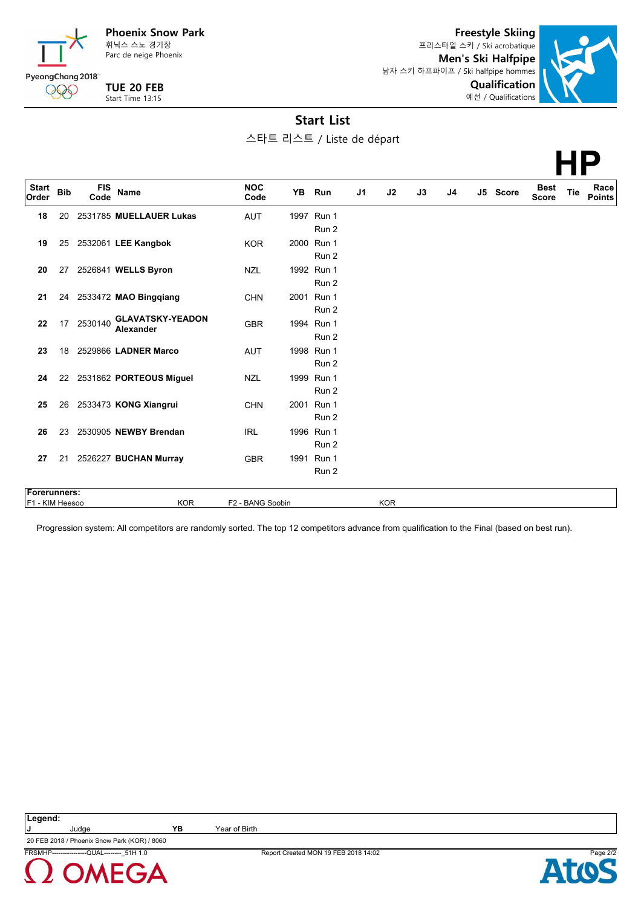**Phoenix Snow Park**
휘닉스 스노 경기장
Parc de neige Phoenix

**TUE 20 FEB**
Start Time 13:15

**Freestyle Skiing**
프리스타일 스키 / Ski acrobatique
**Men's Ski Halfpipe**
남자 스키 하프파이프 / Ski halfpipe hommes
**Qualification**
예선 / Qualifications

## Start List

스타트 리스트 / Liste de départ

**HP**

| Start Order | Bib | FIS Code | Name | NOC Code | YB | Run | J1 | J2 | J3 | J4 | J5 | Score | Best Score | Tie | Race Points |
|---|---|---|---|---|---|---|---|---|---|---|---|---|---|---|---|
| 18 | 20 | 2531785 | **MUELLAUER Lukas** | AUT | 1997 | Run 1 | | | | | | | | | |
| | | | | | | Run 2 | | | | | | | | | |
| 19 | 25 | 2532061 | **LEE Kangbok** | KOR | 2000 | Run 1 | | | | | | | | | |
| | | | | | | Run 2 | | | | | | | | | |
| 20 | 27 | 2526841 | **WELLS Byron** | NZL | 1992 | Run 1 | | | | | | | | | |
| | | | | | | Run 2 | | | | | | | | | |
| 21 | 24 | 2533472 | **MAO Bingqiang** | CHN | 2001 | Run 1 | | | | | | | | | |
| | | | | | | Run 2 | | | | | | | | | |
| 22 | 17 | 2530140 | **GLAVATSKY-YEADON Alexander** | GBR | 1994 | Run 1 | | | | | | | | | |
| | | | | | | Run 2 | | | | | | | | | |
| 23 | 18 | 2529866 | **LADNER Marco** | AUT | 1998 | Run 1 | | | | | | | | | |
| | | | | | | Run 2 | | | | | | | | | |
| 24 | 22 | 2531862 | **PORTEOUS Miguel** | NZL | 1999 | Run 1 | | | | | | | | | |
| | | | | | | Run 2 | | | | | | | | | |
| 25 | 26 | 2533473 | **KONG Xiangrui** | CHN | 2001 | Run 1 | | | | | | | | | |
| | | | | | | Run 2 | | | | | | | | | |
| 26 | 23 | 2530905 | **NEWBY Brendan** | IRL | 1996 | Run 1 | | | | | | | | | |
| | | | | | | Run 2 | | | | | | | | | |
| 27 | 21 | 2526227 | **BUCHAN Murray** | GBR | 1991 | Run 1 | | | | | | | | | |
| | | | | | | Run 2 | | | | | | | | | |

**Forerunners:**
F1 - KIM Heesoo KOR
F2 - BANG Soobin KOR

Progression system: All competitors are randomly sorted. The top 12 competitors advance from qualification to the Final (based on best run).

**Legend:**
J Judge
YB Year of Birth

20 FEB 2018 / Phoenix Snow Park (KOR) / 8060

FRSMHP----------------QUAL--------_51H 1.0 Report Created MON 19 FEB 2018 14:02